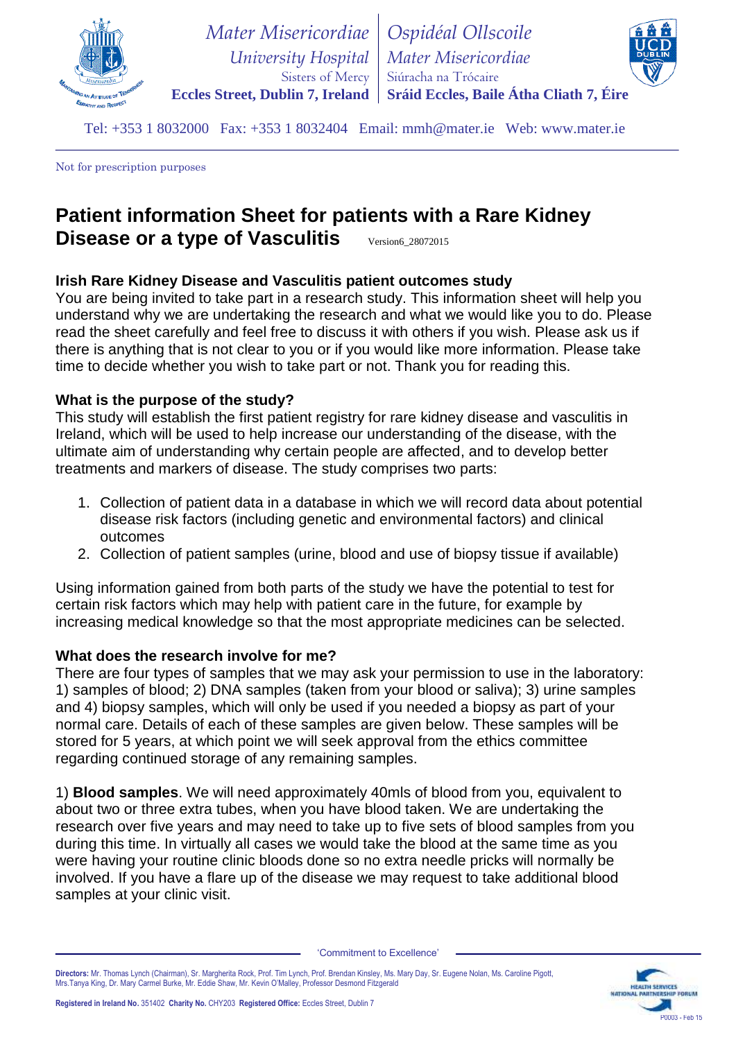Mater Misericordiae University Hospital
Sisters of Mercy
Eccles Street, Dublin 7, Ireland

Ospidéal Ollscoile Mater Misericordiae
Siúracha na Trócaire
Sráid Eccles, Baile Átha Cliath 7, Éire

Tel: +353 1 8032000 Fax: +353 1 8032404 Email: mmh@mater.ie Web: www.mater.ie

Not for prescription purposes

# Patient information Sheet for patients with a Rare Kidney Disease or a type of Vasculitis

Version6_28072015

### Irish Rare Kidney Disease and Vasculitis patient outcomes study

You are being invited to take part in a research study. This information sheet will help you understand why we are undertaking the research and what we would like you to do. Please read the sheet carefully and feel free to discuss it with others if you wish. Please ask us if there is anything that is not clear to you or if you would like more information. Please take time to decide whether you wish to take part or not. Thank you for reading this.

### What is the purpose of the study?

This study will establish the first patient registry for rare kidney disease and vasculitis in Ireland, which will be used to help increase our understanding of the disease, with the ultimate aim of understanding why certain people are affected, and to develop better treatments and markers of disease. The study comprises two parts:

1. Collection of patient data in a database in which we will record data about potential disease risk factors (including genetic and environmental factors) and clinical outcomes
2. Collection of patient samples (urine, blood and use of biopsy tissue if available)

Using information gained from both parts of the study we have the potential to test for certain risk factors which may help with patient care in the future, for example by increasing medical knowledge so that the most appropriate medicines can be selected.

### What does the research involve for me?

There are four types of samples that we may ask your permission to use in the laboratory: 1) samples of blood; 2) DNA samples (taken from your blood or saliva); 3) urine samples and 4) biopsy samples, which will only be used if you needed a biopsy as part of your normal care. Details of each of these samples are given below. These samples will be stored for 5 years, at which point we will seek approval from the ethics committee regarding continued storage of any remaining samples.

1) **Blood samples**. We will need approximately 40mls of blood from you, equivalent to about two or three extra tubes, when you have blood taken. We are undertaking the research over five years and may need to take up to five sets of blood samples from you during this time. In virtually all cases we would take the blood at the same time as you were having your routine clinic bloods done so no extra needle pricks will normally be involved. If you have a flare up of the disease we may request to take additional blood samples at your clinic visit.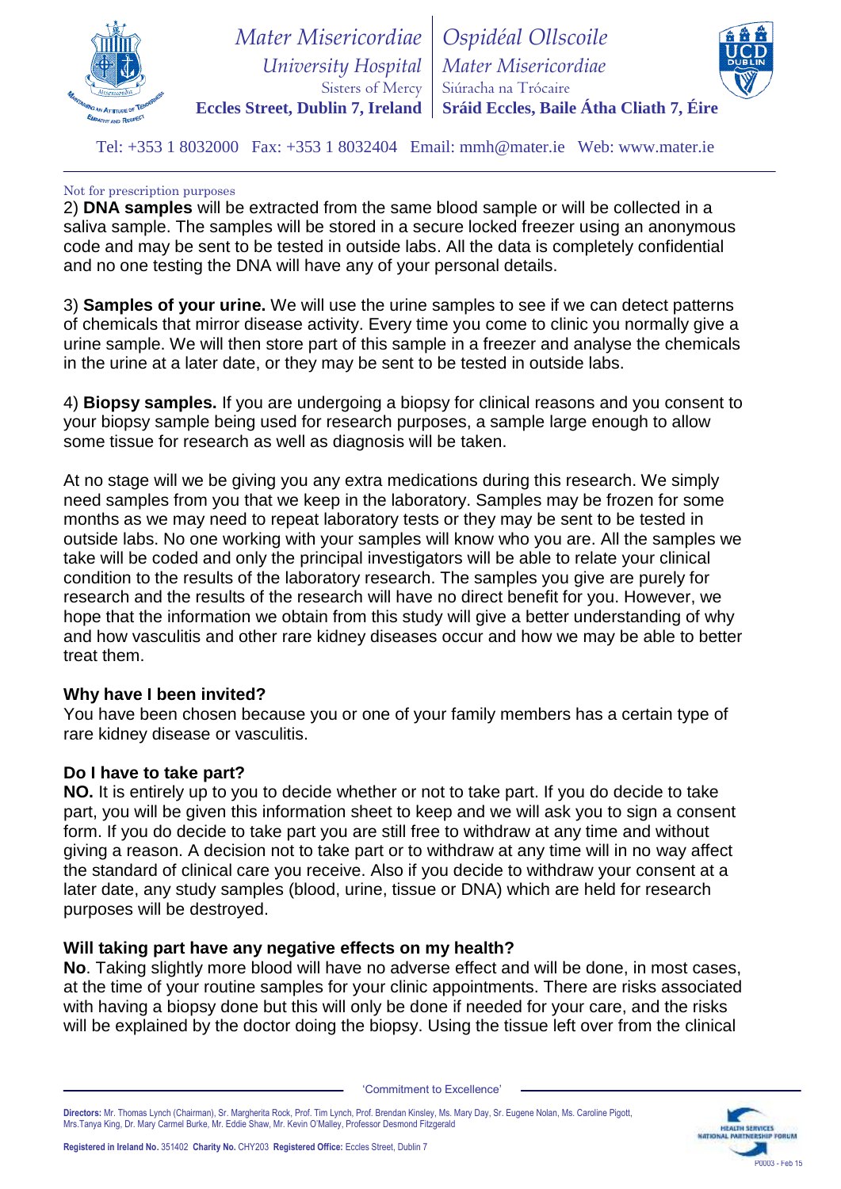Not for prescription purposes

2) **DNA samples** will be extracted from the same blood sample or will be collected in a saliva sample. The samples will be stored in a secure locked freezer using an anonymous code and may be sent to be tested in outside labs. All the data is completely confidential and no one testing the DNA will have any of your personal details.

3) **Samples of your urine.** We will use the urine samples to see if we can detect patterns of chemicals that mirror disease activity. Every time you come to clinic you normally give a urine sample. We will then store part of this sample in a freezer and analyse the chemicals in the urine at a later date, or they may be sent to be tested in outside labs.

4) **Biopsy samples.** If you are undergoing a biopsy for clinical reasons and you consent to your biopsy sample being used for research purposes, a sample large enough to allow some tissue for research as well as diagnosis will be taken.

At no stage will we be giving you any extra medications during this research. We simply need samples from you that we keep in the laboratory. Samples may be frozen for some months as we may need to repeat laboratory tests or they may be sent to be tested in outside labs. No one working with your samples will know who you are. All the samples we take will be coded and only the principal investigators will be able to relate your clinical condition to the results of the laboratory research. The samples you give are purely for research and the results of the research will have no direct benefit for you. However, we hope that the information we obtain from this study will give a better understanding of why and how vasculitis and other rare kidney diseases occur and how we may be able to better treat them.

### Why have I been invited?

You have been chosen because you or one of your family members has a certain type of rare kidney disease or vasculitis.

### Do I have to take part?

**NO.** It is entirely up to you to decide whether or not to take part. If you do decide to take part, you will be given this information sheet to keep and we will ask you to sign a consent form. If you do decide to take part you are still free to withdraw at any time and without giving a reason. A decision not to take part or to withdraw at any time will in no way affect the standard of clinical care you receive. Also if you decide to withdraw your consent at a later date, any study samples (blood, urine, tissue or DNA) which are held for research purposes will be destroyed.

### Will taking part have any negative effects on my health?

**No**. Taking slightly more blood will have no adverse effect and will be done, in most cases, at the time of your routine samples for your clinic appointments. There are risks associated with having a biopsy done but this will only be done if needed for your care, and the risks will be explained by the doctor doing the biopsy. Using the tissue left over from the clinical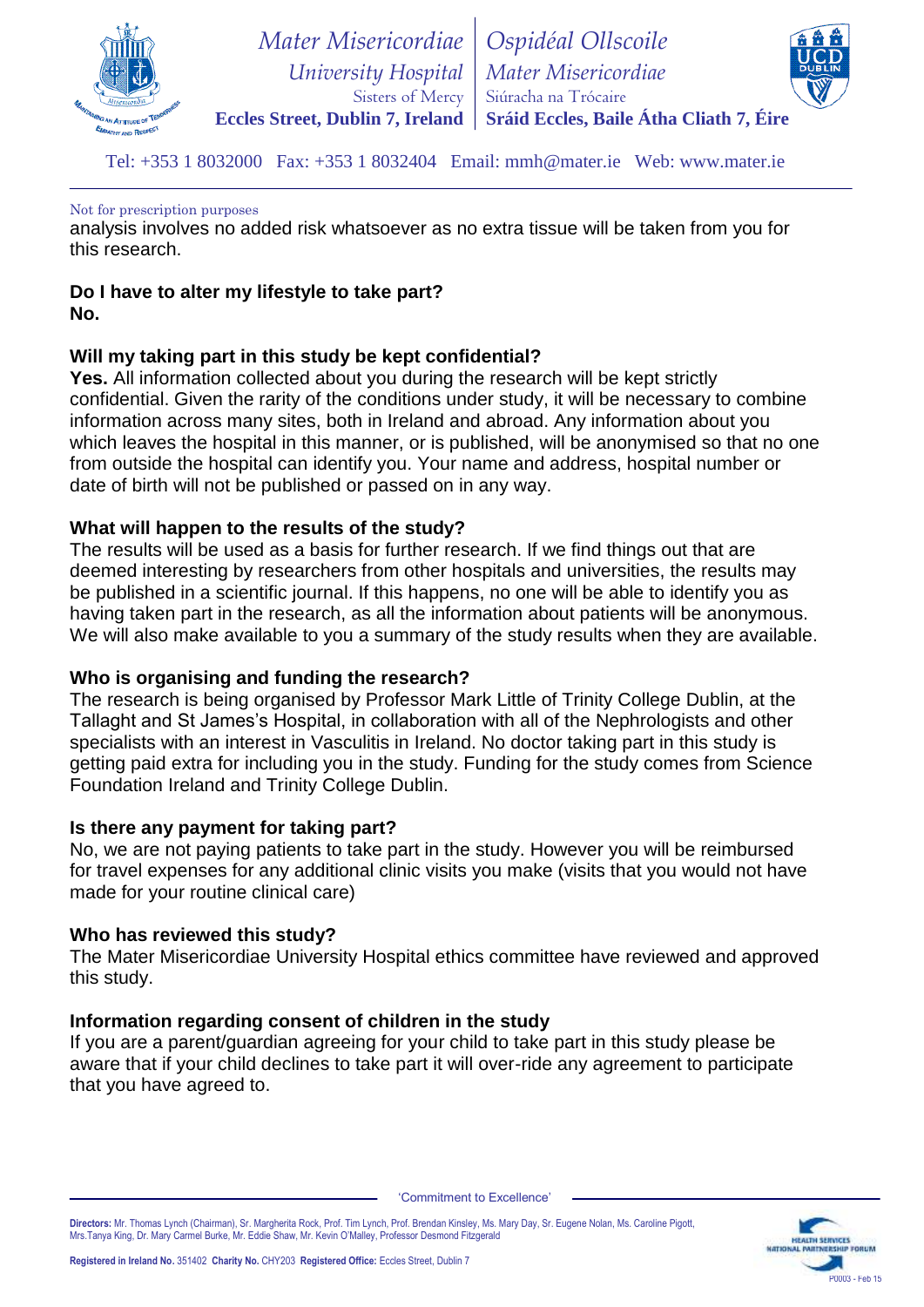Not for prescription purposes

analysis involves no added risk whatsoever as no extra tissue will be taken from you for this research.

**Do I have to alter my lifestyle to take part?**
**No.**

**Will my taking part in this study be kept confidential?**
**Yes.** All information collected about you during the research will be kept strictly confidential. Given the rarity of the conditions under study, it will be necessary to combine information across many sites, both in Ireland and abroad. Any information about you which leaves the hospital in this manner, or is published, will be anonymised so that no one from outside the hospital can identify you. Your name and address, hospital number or date of birth will not be published or passed on in any way.

**What will happen to the results of the study?**
The results will be used as a basis for further research. If we find things out that are deemed interesting by researchers from other hospitals and universities, the results may be published in a scientific journal. If this happens, no one will be able to identify you as having taken part in the research, as all the information about patients will be anonymous. We will also make available to you a summary of the study results when they are available.

**Who is organising and funding the research?**
The research is being organised by Professor Mark Little of Trinity College Dublin, at the Tallaght and St James's Hospital, in collaboration with all of the Nephrologists and other specialists with an interest in Vasculitis in Ireland. No doctor taking part in this study is getting paid extra for including you in the study. Funding for the study comes from Science Foundation Ireland and Trinity College Dublin.

**Is there any payment for taking part?**
No, we are not paying patients to take part in the study. However you will be reimbursed for travel expenses for any additional clinic visits you make (visits that you would not have made for your routine clinical care)

**Who has reviewed this study?**
The Mater Misericordiae University Hospital ethics committee have reviewed and approved this study.

**Information regarding consent of children in the study**
If you are a parent/guardian agreeing for your child to take part in this study please be aware that if your child declines to take part it will over-ride any agreement to participate that you have agreed to.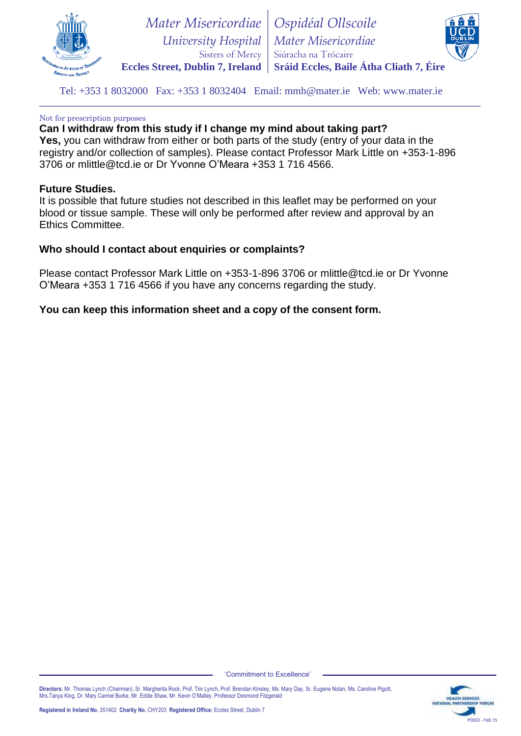Not for prescription purposes

**Can I withdraw from this study if I change my mind about taking part?**

**Yes,** you can withdraw from either or both parts of the study (entry of your data in the registry and/or collection of samples). Please contact Professor Mark Little on +353-1-896 3706 or mlittle@tcd.ie or Dr Yvonne O'Meara +353 1 716 4566.

**Future Studies.**

It is possible that future studies not described in this leaflet may be performed on your blood or tissue sample. These will only be performed after review and approval by an Ethics Committee.

**Who should I contact about enquiries or complaints?**

Please contact Professor Mark Little on +353-1-896 3706 or mlittle@tcd.ie or Dr Yvonne O'Meara +353 1 716 4566 if you have any concerns regarding the study.

**You can keep this information sheet and a copy of the consent form.**